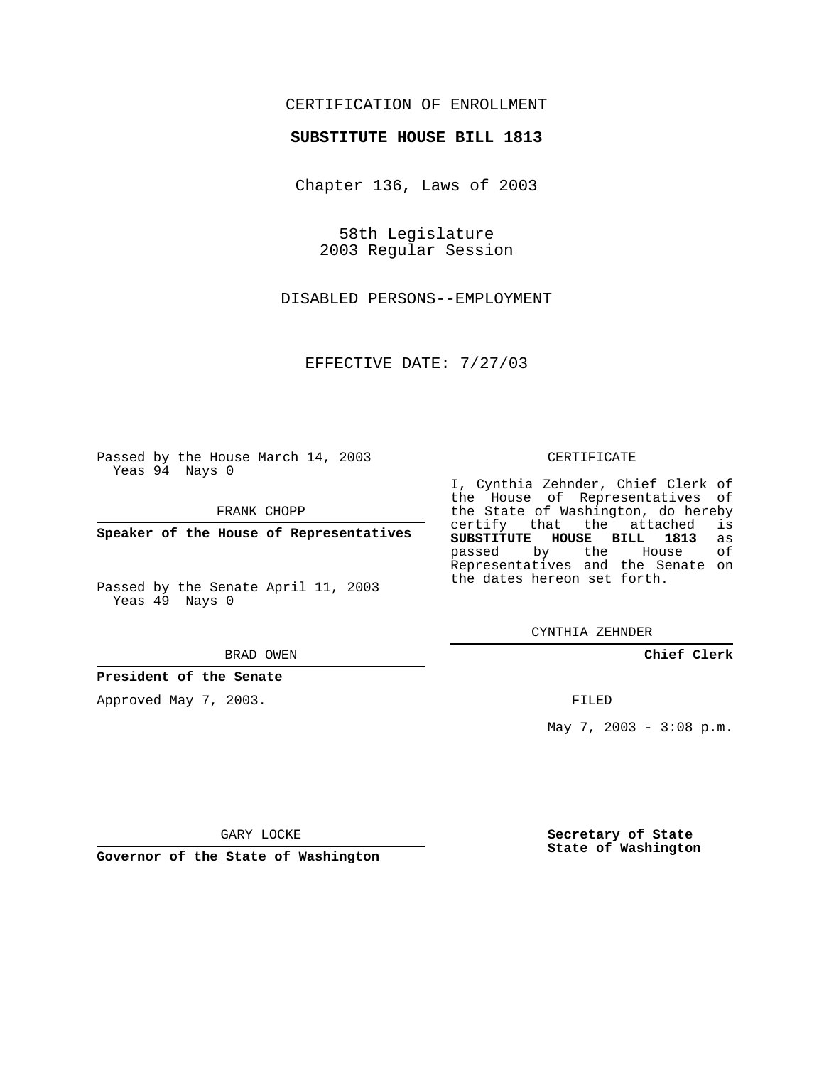CERTIFICATION OF ENROLLMENT

**SUBSTITUTE HOUSE BILL 1813**

Chapter 136, Laws of 2003

58th Legislature
2003 Regular Session

DISABLED PERSONS--EMPLOYMENT

EFFECTIVE DATE: 7/27/03

Passed by the House March 14, 2003
Yeas 94 Nays 0

FRANK CHOPP

**Speaker of the House of Representatives**

Passed by the Senate April 11, 2003
Yeas 49 Nays 0

BRAD OWEN

**President of the Senate**

Approved May 7, 2003.

GARY LOCKE

**Governor of the State of Washington**

CERTIFICATE

I, Cynthia Zehnder, Chief Clerk of the House of Representatives of the State of Washington, do hereby certify that the attached is **SUBSTITUTE HOUSE BILL 1813** as passed by the House of Representatives and the Senate on the dates hereon set forth.

CYNTHIA ZEHNDER

**Chief Clerk**

FILED

May 7, 2003 - 3:08 p.m.

**Secretary of State**
**State of Washington**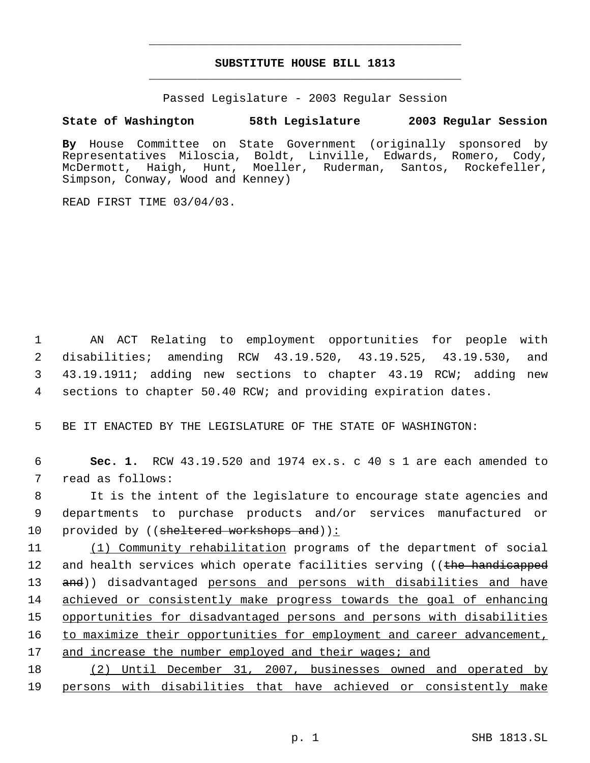# SUBSTITUTE HOUSE BILL 1813

Passed Legislature - 2003 Regular Session

**State of Washington 58th Legislature 2003 Regular Session**

**By** House Committee on State Government (originally sponsored by Representatives Miloscia, Boldt, Linville, Edwards, Romero, Cody, McDermott, Haigh, Hunt, Moeller, Ruderman, Santos, Rockefeller, Simpson, Conway, Wood and Kenney)

READ FIRST TIME 03/04/03.

AN ACT Relating to employment opportunities for people with disabilities; amending RCW 43.19.520, 43.19.525, 43.19.530, and 43.19.1911; adding new sections to chapter 43.19 RCW; adding new sections to chapter 50.40 RCW; and providing expiration dates.

BE IT ENACTED BY THE LEGISLATURE OF THE STATE OF WASHINGTON:

**Sec. 1.** RCW 43.19.520 and 1974 ex.s. c 40 s 1 are each amended to read as follows:

It is the intent of the legislature to encourage state agencies and departments to purchase products and/or services manufactured or provided by ((~~sheltered workshops and~~))<u>:</u>

<u>(1) Community rehabilitation</u> programs of the department of social and health services which operate facilities serving ((~~the handicapped and~~)) disadvantaged <u>persons and persons with disabilities and have achieved or consistently make progress towards the goal of enhancing opportunities for disadvantaged persons and persons with disabilities to maximize their opportunities for employment and career advancement, and increase the number employed and their wages; and</u>

<u>(2) Until December 31, 2007, businesses owned and operated by persons with disabilities that have achieved or consistently make</u>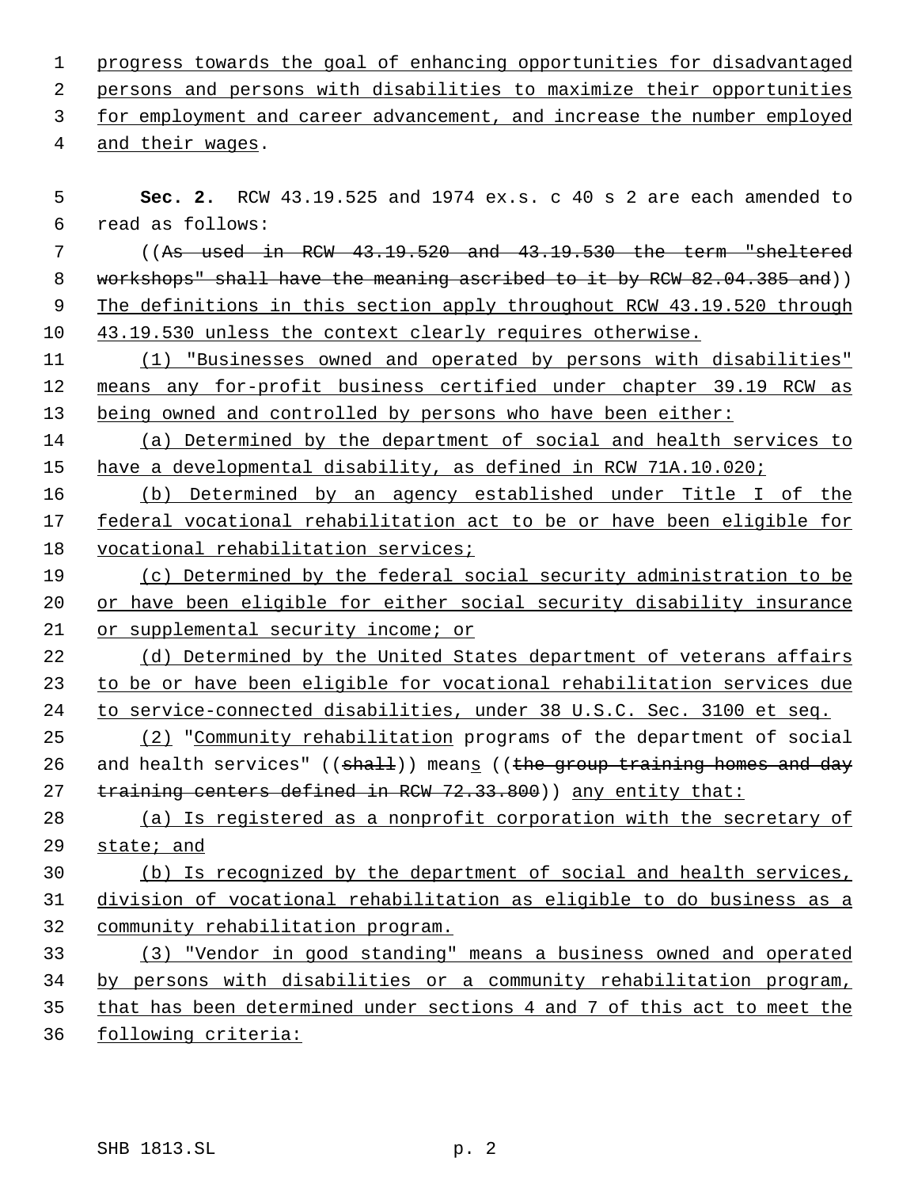progress towards the goal of enhancing opportunities for disadvantaged persons and persons with disabilities to maximize their opportunities for employment and career advancement, and increase the number employed and their wages.

**Sec. 2.** RCW 43.19.525 and 1974 ex.s. c 40 s 2 are each amended to read as follows:

((As used in RCW 43.19.520 and 43.19.530 the term "sheltered workshops" shall have the meaning ascribed to it by RCW 82.04.385 and)) The definitions in this section apply throughout RCW 43.19.520 through 43.19.530 unless the context clearly requires otherwise.

(1) "Businesses owned and operated by persons with disabilities" means any for-profit business certified under chapter 39.19 RCW as being owned and controlled by persons who have been either:

(a) Determined by the department of social and health services to have a developmental disability, as defined in RCW 71A.10.020;

(b) Determined by an agency established under Title I of the federal vocational rehabilitation act to be or have been eligible for vocational rehabilitation services;

(c) Determined by the federal social security administration to be or have been eligible for either social security disability insurance or supplemental security income; or

(d) Determined by the United States department of veterans affairs to be or have been eligible for vocational rehabilitation services due to service-connected disabilities, under 38 U.S.C. Sec. 3100 et seq.

(2) "Community rehabilitation programs of the department of social and health services" ((shall)) means ((the group training homes and day training centers defined in RCW 72.33.800)) any entity that:

(a) Is registered as a nonprofit corporation with the secretary of state; and

(b) Is recognized by the department of social and health services, division of vocational rehabilitation as eligible to do business as a community rehabilitation program.

(3) "Vendor in good standing" means a business owned and operated by persons with disabilities or a community rehabilitation program, that has been determined under sections 4 and 7 of this act to meet the following criteria: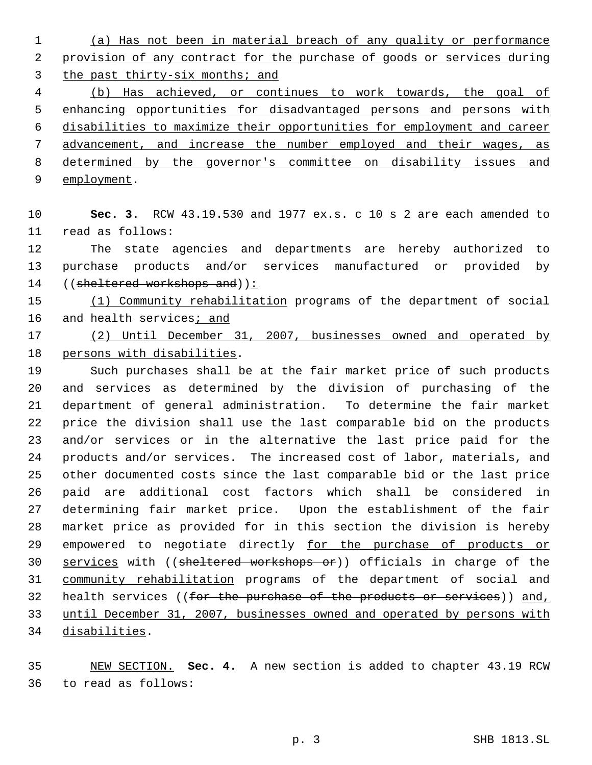(a) Has not been in material breach of any quality or performance provision of any contract for the purchase of goods or services during the past thirty-six months; and

(b) Has achieved, or continues to work towards, the goal of enhancing opportunities for disadvantaged persons and persons with disabilities to maximize their opportunities for employment and career advancement, and increase the number employed and their wages, as determined by the governor's committee on disability issues and employment.

**Sec. 3.** RCW 43.19.530 and 1977 ex.s. c 10 s 2 are each amended to read as follows:

The state agencies and departments are hereby authorized to purchase products and/or services manufactured or provided by ((~~sheltered workshops and~~)):

(1) Community rehabilitation programs of the department of social and health services; and

(2) Until December 31, 2007, businesses owned and operated by persons with disabilities.

Such purchases shall be at the fair market price of such products and services as determined by the division of purchasing of the department of general administration. To determine the fair market price the division shall use the last comparable bid on the products and/or services or in the alternative the last price paid for the products and/or services. The increased cost of labor, materials, and other documented costs since the last comparable bid or the last price paid are additional cost factors which shall be considered in determining fair market price. Upon the establishment of the fair market price as provided for in this section the division is hereby empowered to negotiate directly for the purchase of products or services with ((~~sheltered workshops or~~)) officials in charge of the community rehabilitation programs of the department of social and health services ((~~for the purchase of the products or services~~)) and, until December 31, 2007, businesses owned and operated by persons with disabilities.

NEW SECTION. **Sec. 4.** A new section is added to chapter 43.19 RCW to read as follows: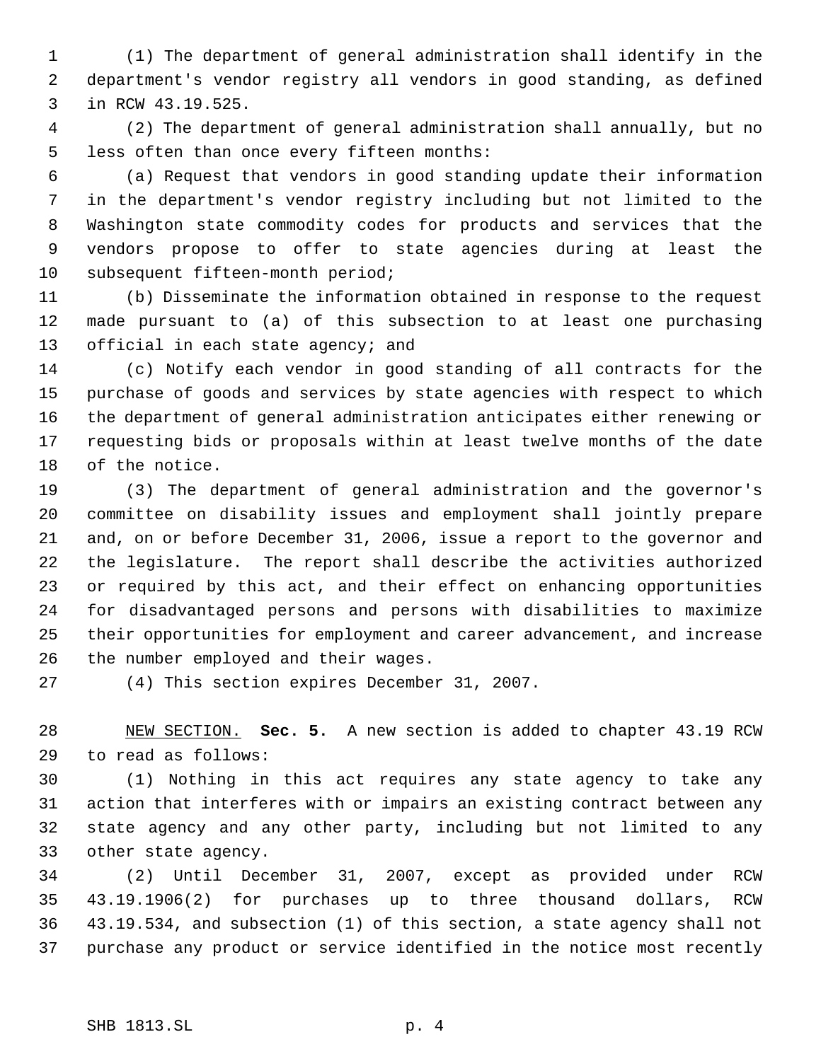(1) The department of general administration shall identify in the department's vendor registry all vendors in good standing, as defined in RCW 43.19.525.

(2) The department of general administration shall annually, but no less often than once every fifteen months:

(a) Request that vendors in good standing update their information in the department's vendor registry including but not limited to the Washington state commodity codes for products and services that the vendors propose to offer to state agencies during at least the subsequent fifteen-month period;

(b) Disseminate the information obtained in response to the request made pursuant to (a) of this subsection to at least one purchasing official in each state agency; and

(c) Notify each vendor in good standing of all contracts for the purchase of goods and services by state agencies with respect to which the department of general administration anticipates either renewing or requesting bids or proposals within at least twelve months of the date of the notice.

(3) The department of general administration and the governor's committee on disability issues and employment shall jointly prepare and, on or before December 31, 2006, issue a report to the governor and the legislature. The report shall describe the activities authorized or required by this act, and their effect on enhancing opportunities for disadvantaged persons and persons with disabilities to maximize their opportunities for employment and career advancement, and increase the number employed and their wages.

(4) This section expires December 31, 2007.

NEW SECTION. **Sec. 5.** A new section is added to chapter 43.19 RCW to read as follows:

(1) Nothing in this act requires any state agency to take any action that interferes with or impairs an existing contract between any state agency and any other party, including but not limited to any other state agency.

(2) Until December 31, 2007, except as provided under RCW 43.19.1906(2) for purchases up to three thousand dollars, RCW 43.19.534, and subsection (1) of this section, a state agency shall not purchase any product or service identified in the notice most recently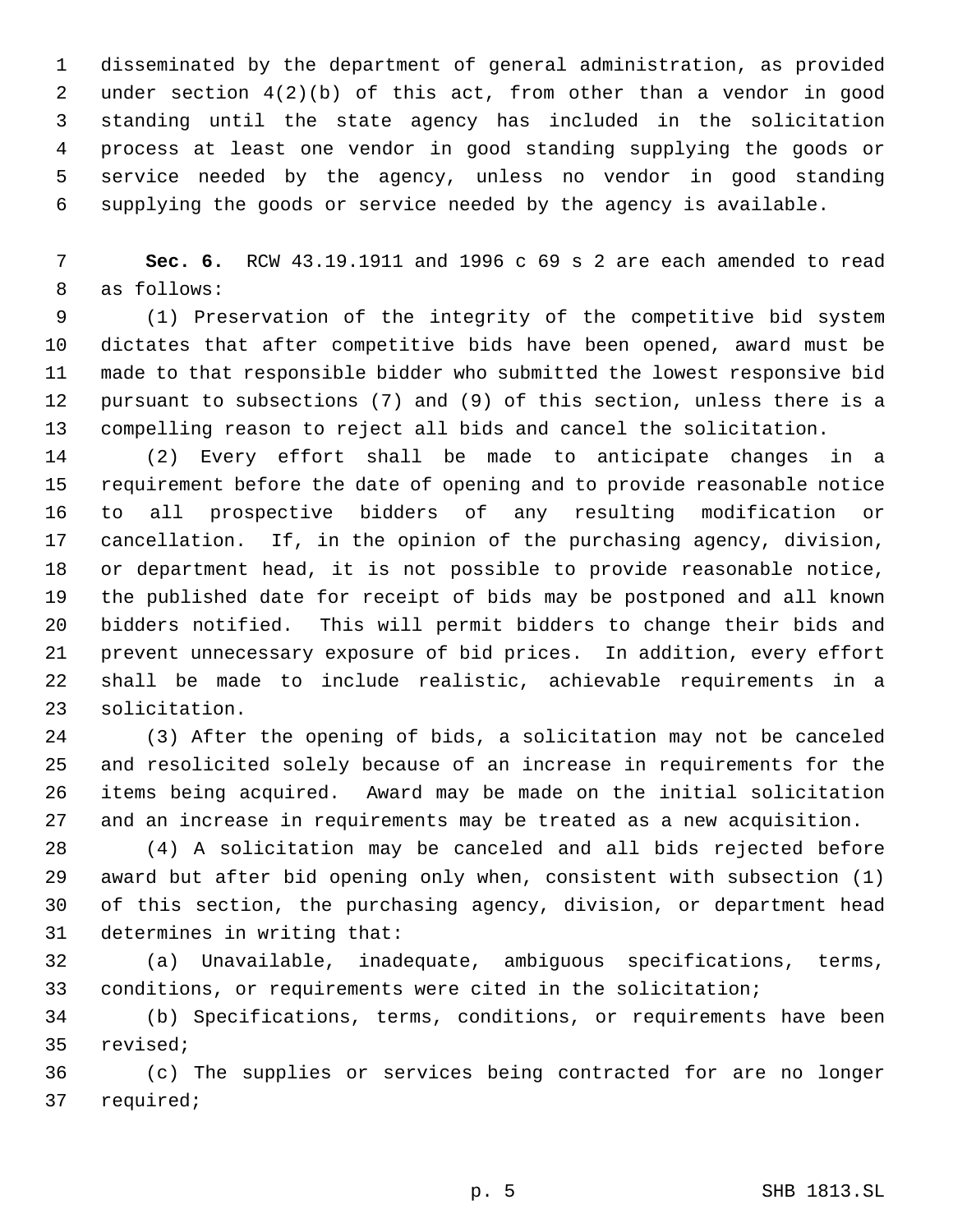disseminated by the department of general administration, as provided under section 4(2)(b) of this act, from other than a vendor in good standing until the state agency has included in the solicitation process at least one vendor in good standing supplying the goods or service needed by the agency, unless no vendor in good standing supplying the goods or service needed by the agency is available.

**Sec. 6.** RCW 43.19.1911 and 1996 c 69 s 2 are each amended to read as follows:

(1) Preservation of the integrity of the competitive bid system dictates that after competitive bids have been opened, award must be made to that responsible bidder who submitted the lowest responsive bid pursuant to subsections (7) and (9) of this section, unless there is a compelling reason to reject all bids and cancel the solicitation.

(2) Every effort shall be made to anticipate changes in a requirement before the date of opening and to provide reasonable notice to all prospective bidders of any resulting modification or cancellation. If, in the opinion of the purchasing agency, division, or department head, it is not possible to provide reasonable notice, the published date for receipt of bids may be postponed and all known bidders notified. This will permit bidders to change their bids and prevent unnecessary exposure of bid prices. In addition, every effort shall be made to include realistic, achievable requirements in a solicitation.

(3) After the opening of bids, a solicitation may not be canceled and resolicited solely because of an increase in requirements for the items being acquired. Award may be made on the initial solicitation and an increase in requirements may be treated as a new acquisition.

(4) A solicitation may be canceled and all bids rejected before award but after bid opening only when, consistent with subsection (1) of this section, the purchasing agency, division, or department head determines in writing that:

(a) Unavailable, inadequate, ambiguous specifications, terms, conditions, or requirements were cited in the solicitation;

(b) Specifications, terms, conditions, or requirements have been revised;

(c) The supplies or services being contracted for are no longer required;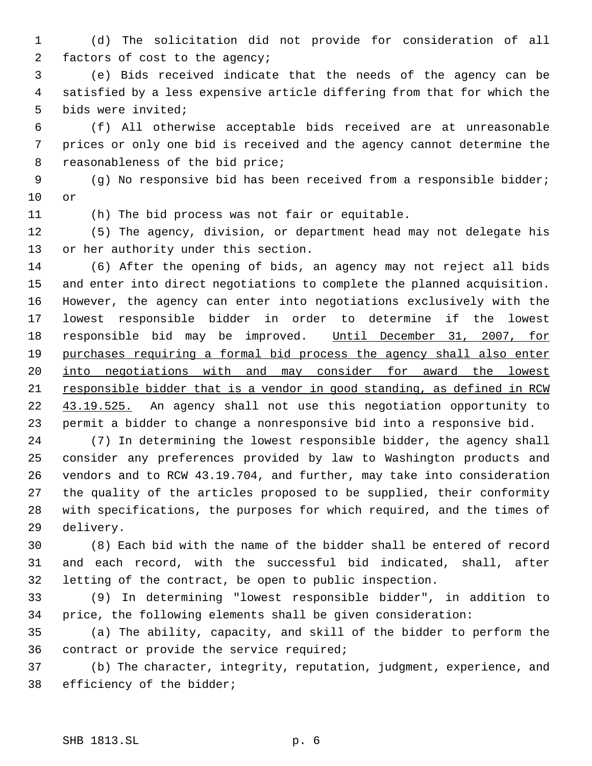(d) The solicitation did not provide for consideration of all factors of cost to the agency;

(e) Bids received indicate that the needs of the agency can be satisfied by a less expensive article differing from that for which the bids were invited;

(f) All otherwise acceptable bids received are at unreasonable prices or only one bid is received and the agency cannot determine the reasonableness of the bid price;

(g) No responsive bid has been received from a responsible bidder; or

(h) The bid process was not fair or equitable.

(5) The agency, division, or department head may not delegate his or her authority under this section.

(6) After the opening of bids, an agency may not reject all bids and enter into direct negotiations to complete the planned acquisition. However, the agency can enter into negotiations exclusively with the lowest responsible bidder in order to determine if the lowest responsible bid may be improved. <u>Until December 31, 2007, for purchases requiring a formal bid process the agency shall also enter into negotiations with and may consider for award the lowest responsible bidder that is a vendor in good standing, as defined in RCW 43.19.525.</u> An agency shall not use this negotiation opportunity to permit a bidder to change a nonresponsive bid into a responsive bid.

(7) In determining the lowest responsible bidder, the agency shall consider any preferences provided by law to Washington products and vendors and to RCW 43.19.704, and further, may take into consideration the quality of the articles proposed to be supplied, their conformity with specifications, the purposes for which required, and the times of delivery.

(8) Each bid with the name of the bidder shall be entered of record and each record, with the successful bid indicated, shall, after letting of the contract, be open to public inspection.

(9) In determining "lowest responsible bidder", in addition to price, the following elements shall be given consideration:

(a) The ability, capacity, and skill of the bidder to perform the contract or provide the service required;

(b) The character, integrity, reputation, judgment, experience, and efficiency of the bidder;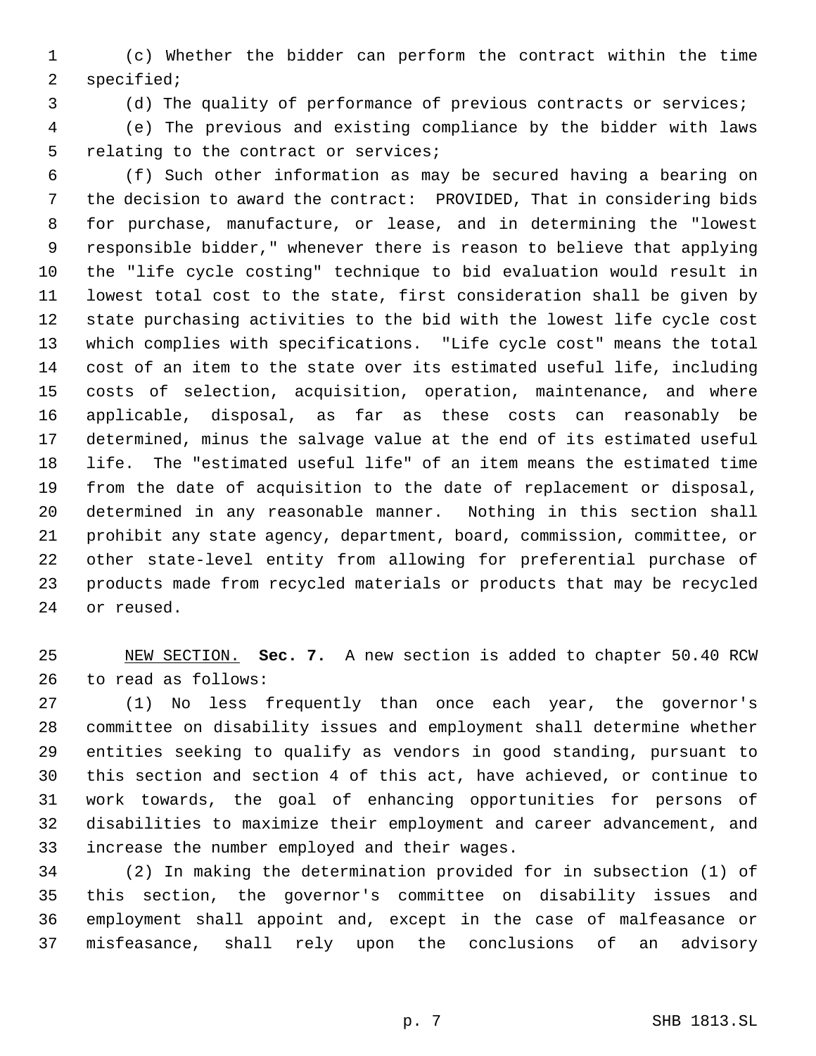(c) Whether the bidder can perform the contract within the time specified;

(d) The quality of performance of previous contracts or services;

(e) The previous and existing compliance by the bidder with laws relating to the contract or services;

(f) Such other information as may be secured having a bearing on the decision to award the contract: PROVIDED, That in considering bids for purchase, manufacture, or lease, and in determining the "lowest responsible bidder," whenever there is reason to believe that applying the "life cycle costing" technique to bid evaluation would result in lowest total cost to the state, first consideration shall be given by state purchasing activities to the bid with the lowest life cycle cost which complies with specifications. "Life cycle cost" means the total cost of an item to the state over its estimated useful life, including costs of selection, acquisition, operation, maintenance, and where applicable, disposal, as far as these costs can reasonably be determined, minus the salvage value at the end of its estimated useful life. The "estimated useful life" of an item means the estimated time from the date of acquisition to the date of replacement or disposal, determined in any reasonable manner. Nothing in this section shall prohibit any state agency, department, board, commission, committee, or other state-level entity from allowing for preferential purchase of products made from recycled materials or products that may be recycled or reused.

NEW SECTION. **Sec. 7.** A new section is added to chapter 50.40 RCW to read as follows:

(1) No less frequently than once each year, the governor's committee on disability issues and employment shall determine whether entities seeking to qualify as vendors in good standing, pursuant to this section and section 4 of this act, have achieved, or continue to work towards, the goal of enhancing opportunities for persons of disabilities to maximize their employment and career advancement, and increase the number employed and their wages.

(2) In making the determination provided for in subsection (1) of this section, the governor's committee on disability issues and employment shall appoint and, except in the case of malfeasance or misfeasance, shall rely upon the conclusions of an advisory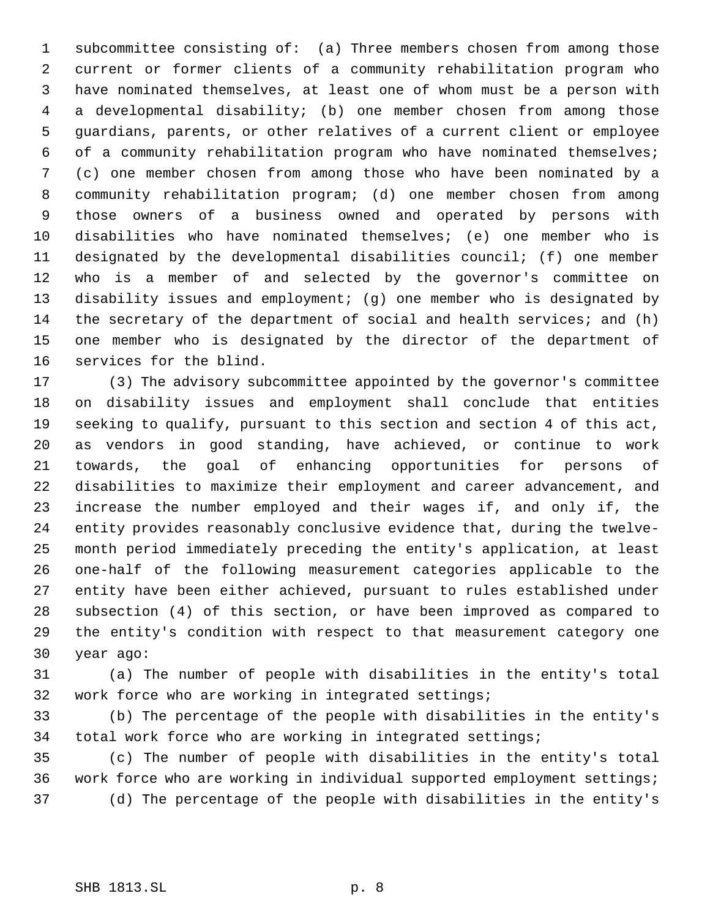subcommittee consisting of: (a) Three members chosen from among those current or former clients of a community rehabilitation program who have nominated themselves, at least one of whom must be a person with a developmental disability; (b) one member chosen from among those guardians, parents, or other relatives of a current client or employee of a community rehabilitation program who have nominated themselves; (c) one member chosen from among those who have been nominated by a community rehabilitation program; (d) one member chosen from among those owners of a business owned and operated by persons with disabilities who have nominated themselves; (e) one member who is designated by the developmental disabilities council; (f) one member who is a member of and selected by the governor's committee on disability issues and employment; (g) one member who is designated by the secretary of the department of social and health services; and (h) one member who is designated by the director of the department of services for the blind.

(3) The advisory subcommittee appointed by the governor's committee on disability issues and employment shall conclude that entities seeking to qualify, pursuant to this section and section 4 of this act, as vendors in good standing, have achieved, or continue to work towards, the goal of enhancing opportunities for persons of disabilities to maximize their employment and career advancement, and increase the number employed and their wages if, and only if, the entity provides reasonably conclusive evidence that, during the twelve-month period immediately preceding the entity's application, at least one-half of the following measurement categories applicable to the entity have been either achieved, pursuant to rules established under subsection (4) of this section, or have been improved as compared to the entity's condition with respect to that measurement category one year ago:

(a) The number of people with disabilities in the entity's total work force who are working in integrated settings;

(b) The percentage of the people with disabilities in the entity's total work force who are working in integrated settings;

(c) The number of people with disabilities in the entity's total work force who are working in individual supported employment settings;

(d) The percentage of the people with disabilities in the entity's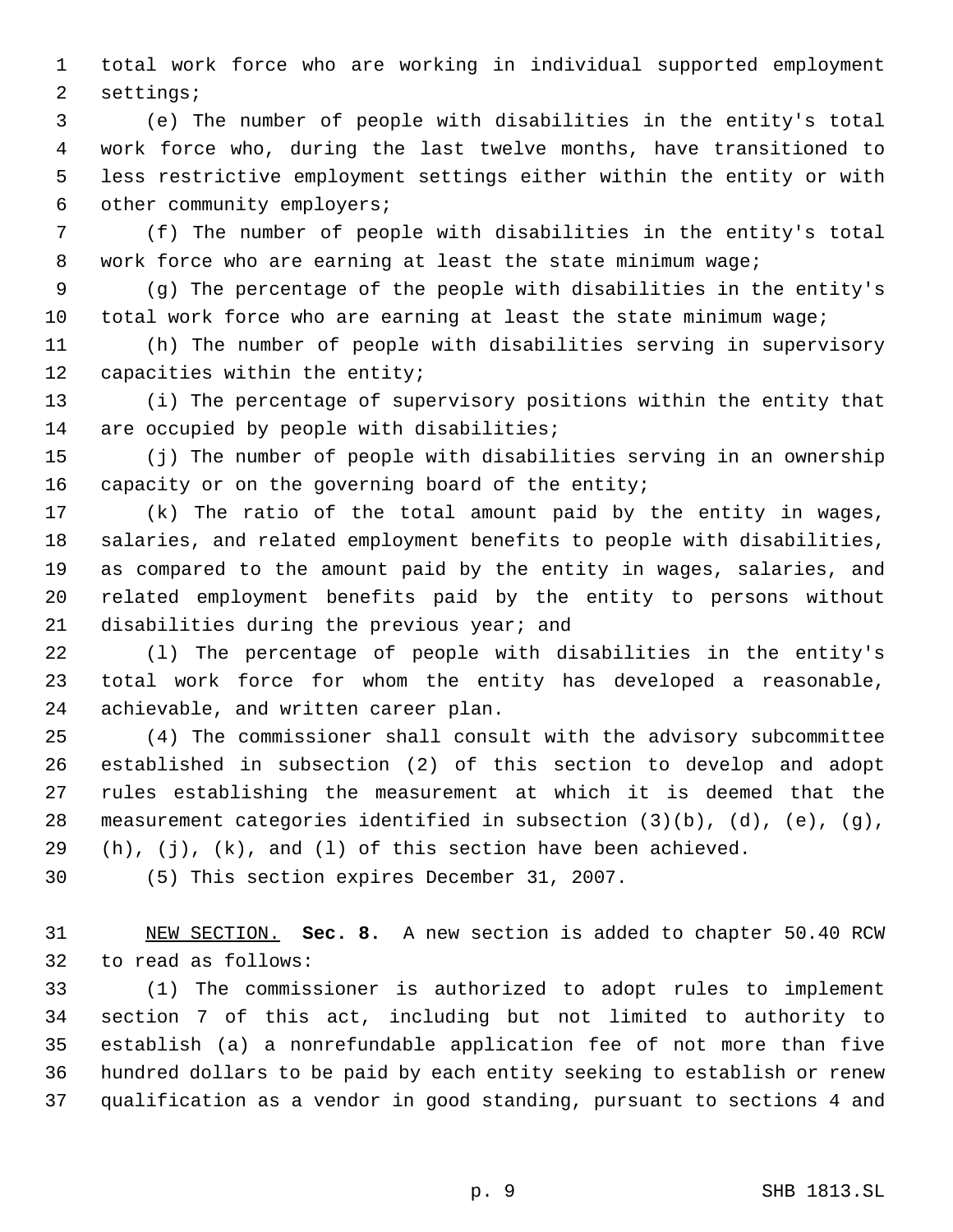total work force who are working in individual supported employment settings;

(e) The number of people with disabilities in the entity's total work force who, during the last twelve months, have transitioned to less restrictive employment settings either within the entity or with other community employers;

(f) The number of people with disabilities in the entity's total work force who are earning at least the state minimum wage;

(g) The percentage of the people with disabilities in the entity's total work force who are earning at least the state minimum wage;

(h) The number of people with disabilities serving in supervisory capacities within the entity;

(i) The percentage of supervisory positions within the entity that are occupied by people with disabilities;

(j) The number of people with disabilities serving in an ownership capacity or on the governing board of the entity;

(k) The ratio of the total amount paid by the entity in wages, salaries, and related employment benefits to people with disabilities, as compared to the amount paid by the entity in wages, salaries, and related employment benefits paid by the entity to persons without disabilities during the previous year; and

(l) The percentage of people with disabilities in the entity's total work force for whom the entity has developed a reasonable, achievable, and written career plan.

(4) The commissioner shall consult with the advisory subcommittee established in subsection (2) of this section to develop and adopt rules establishing the measurement at which it is deemed that the measurement categories identified in subsection (3)(b), (d), (e), (g), (h), (j), (k), and (l) of this section have been achieved.

(5) This section expires December 31, 2007.

NEW SECTION. **Sec. 8.** A new section is added to chapter 50.40 RCW to read as follows:

(1) The commissioner is authorized to adopt rules to implement section 7 of this act, including but not limited to authority to establish (a) a nonrefundable application fee of not more than five hundred dollars to be paid by each entity seeking to establish or renew qualification as a vendor in good standing, pursuant to sections 4 and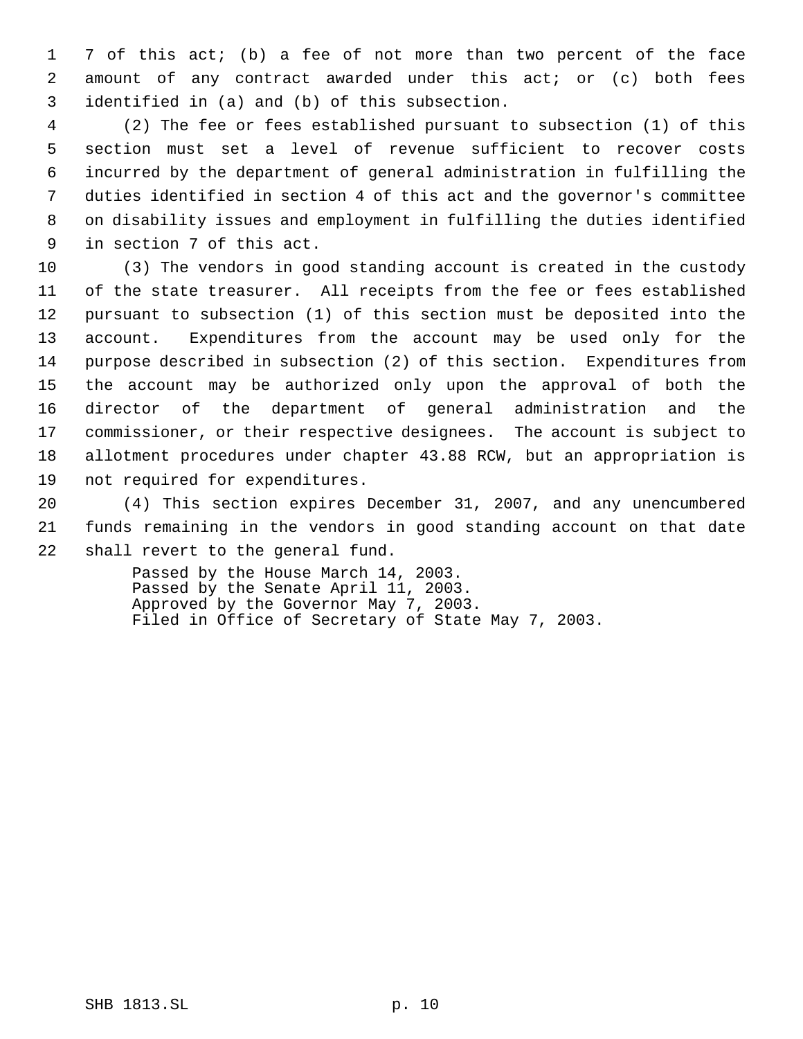7 of this act; (b) a fee of not more than two percent of the face amount of any contract awarded under this act; or (c) both fees identified in (a) and (b) of this subsection.

(2) The fee or fees established pursuant to subsection (1) of this section must set a level of revenue sufficient to recover costs incurred by the department of general administration in fulfilling the duties identified in section 4 of this act and the governor's committee on disability issues and employment in fulfilling the duties identified in section 7 of this act.

(3) The vendors in good standing account is created in the custody of the state treasurer. All receipts from the fee or fees established pursuant to subsection (1) of this section must be deposited into the account. Expenditures from the account may be used only for the purpose described in subsection (2) of this section. Expenditures from the account may be authorized only upon the approval of both the director of the department of general administration and the commissioner, or their respective designees. The account is subject to allotment procedures under chapter 43.88 RCW, but an appropriation is not required for expenditures.

(4) This section expires December 31, 2007, and any unencumbered funds remaining in the vendors in good standing account on that date shall revert to the general fund.

Passed by the House March 14, 2003.
Passed by the Senate April 11, 2003.
Approved by the Governor May 7, 2003.
Filed in Office of Secretary of State May 7, 2003.